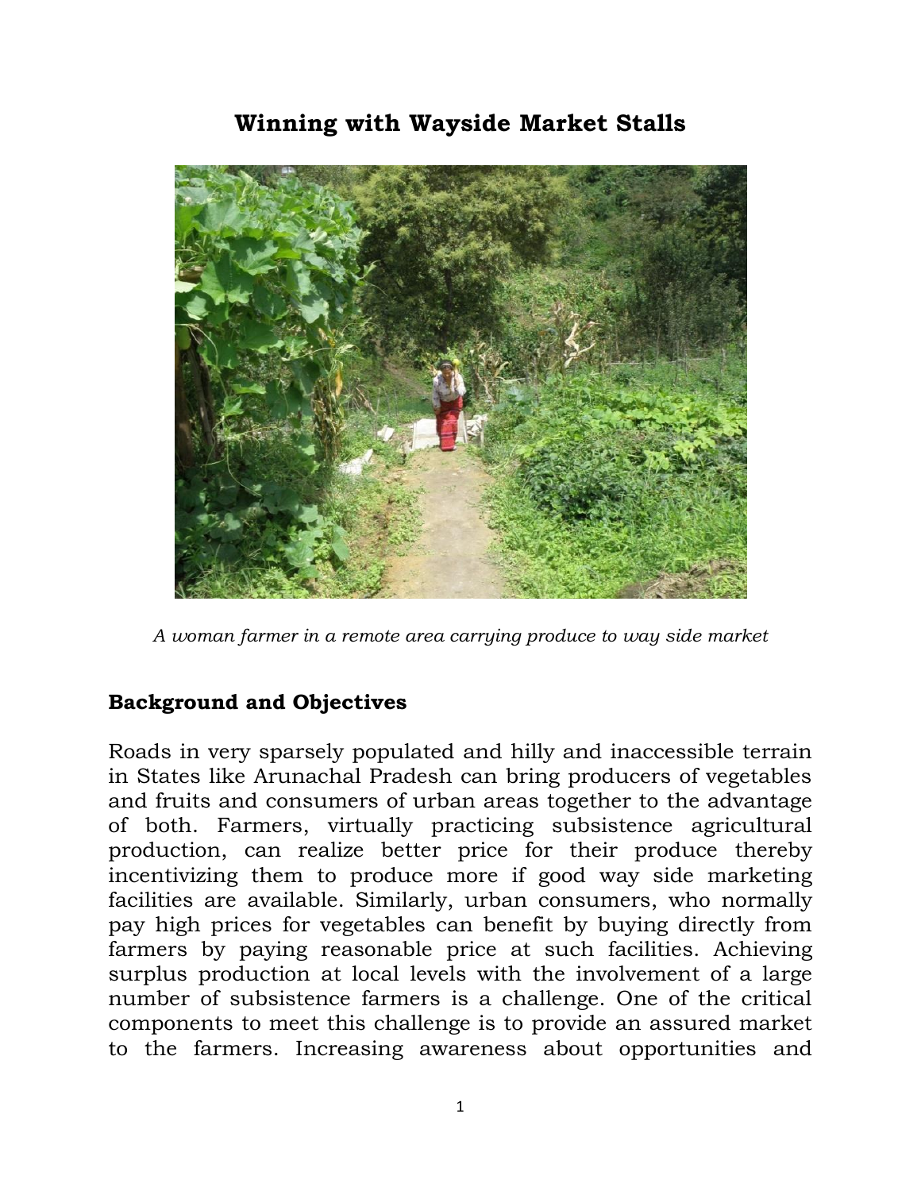# Winning with Wayside Market Stalls

*A woman farmer in a remote area carrying produce to way side market*

## Background and Objectives

Roads in very sparsely populated and hilly and inaccessible terrain in States like Arunachal Pradesh can bring producers of vegetables and fruits and consumers of urban areas together to the advantage of both. Farmers, virtually practicing subsistence agricultural production, can realize better price for their produce thereby incentivizing them to produce more if good way side marketing facilities are available. Similarly, urban consumers, who normally pay high prices for vegetables can benefit by buying directly from farmers by paying reasonable price at such facilities. Achieving surplus production at local levels with the involvement of a large number of subsistence farmers is a challenge. One of the critical components to meet this challenge is to provide an assured market to the farmers. Increasing awareness about opportunities and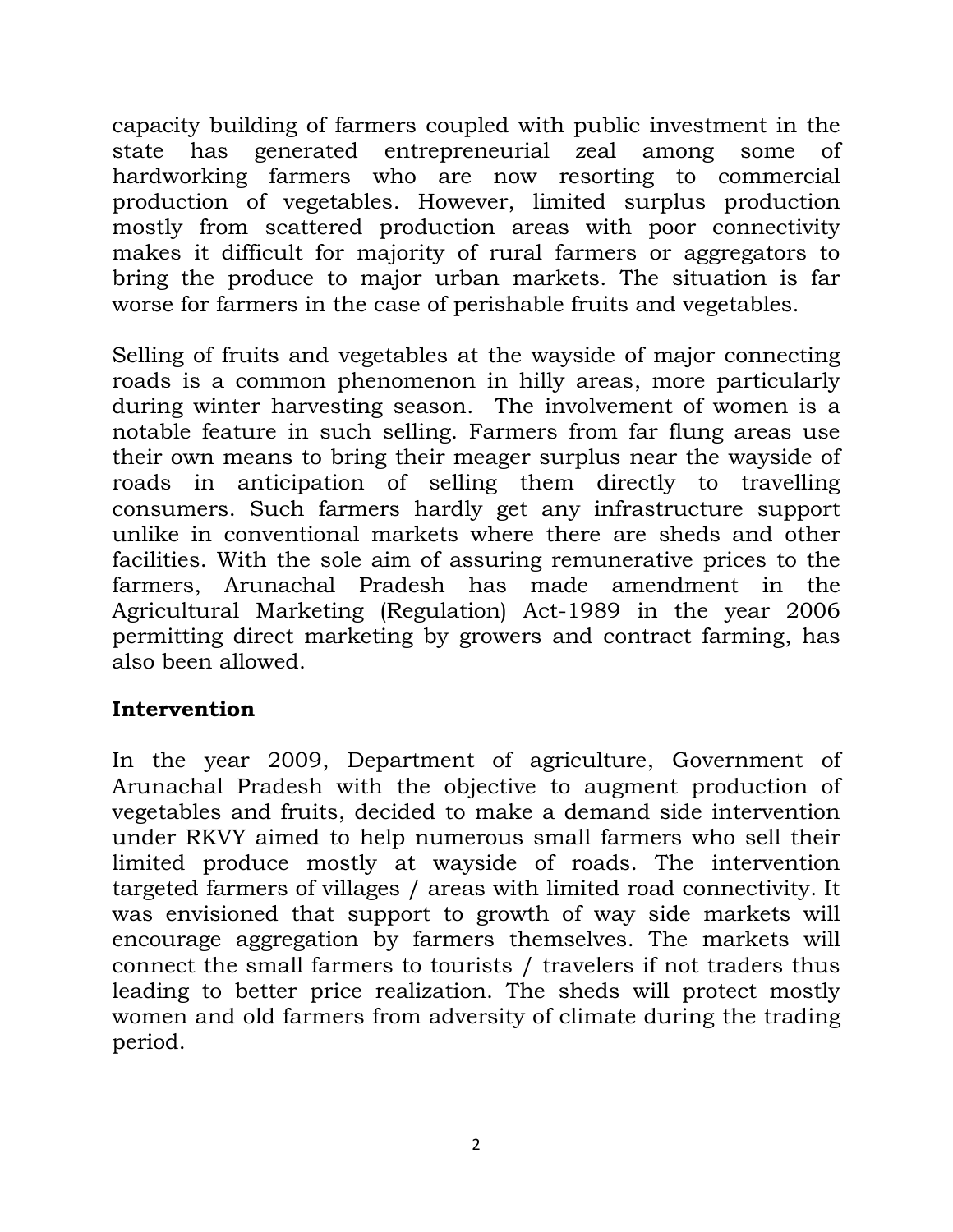capacity building of farmers coupled with public investment in the state has generated entrepreneurial zeal among some of hardworking farmers who are now resorting to commercial production of vegetables. However, limited surplus production mostly from scattered production areas with poor connectivity makes it difficult for majority of rural farmers or aggregators to bring the produce to major urban markets. The situation is far worse for farmers in the case of perishable fruits and vegetables.

Selling of fruits and vegetables at the wayside of major connecting roads is a common phenomenon in hilly areas, more particularly during winter harvesting season. The involvement of women is a notable feature in such selling. Farmers from far flung areas use their own means to bring their meager surplus near the wayside of roads in anticipation of selling them directly to travelling consumers. Such farmers hardly get any infrastructure support unlike in conventional markets where there are sheds and other facilities. With the sole aim of assuring remunerative prices to the farmers, Arunachal Pradesh has made amendment in the Agricultural Marketing (Regulation) Act-1989 in the year 2006 permitting direct marketing by growers and contract farming, has also been allowed.

## Intervention

In the year 2009, Department of agriculture, Government of Arunachal Pradesh with the objective to augment production of vegetables and fruits, decided to make a demand side intervention under RKVY aimed to help numerous small farmers who sell their limited produce mostly at wayside of roads. The intervention targeted farmers of villages / areas with limited road connectivity. It was envisioned that support to growth of way side markets will encourage aggregation by farmers themselves. The markets will connect the small farmers to tourists / travelers if not traders thus leading to better price realization. The sheds will protect mostly women and old farmers from adversity of climate during the trading period.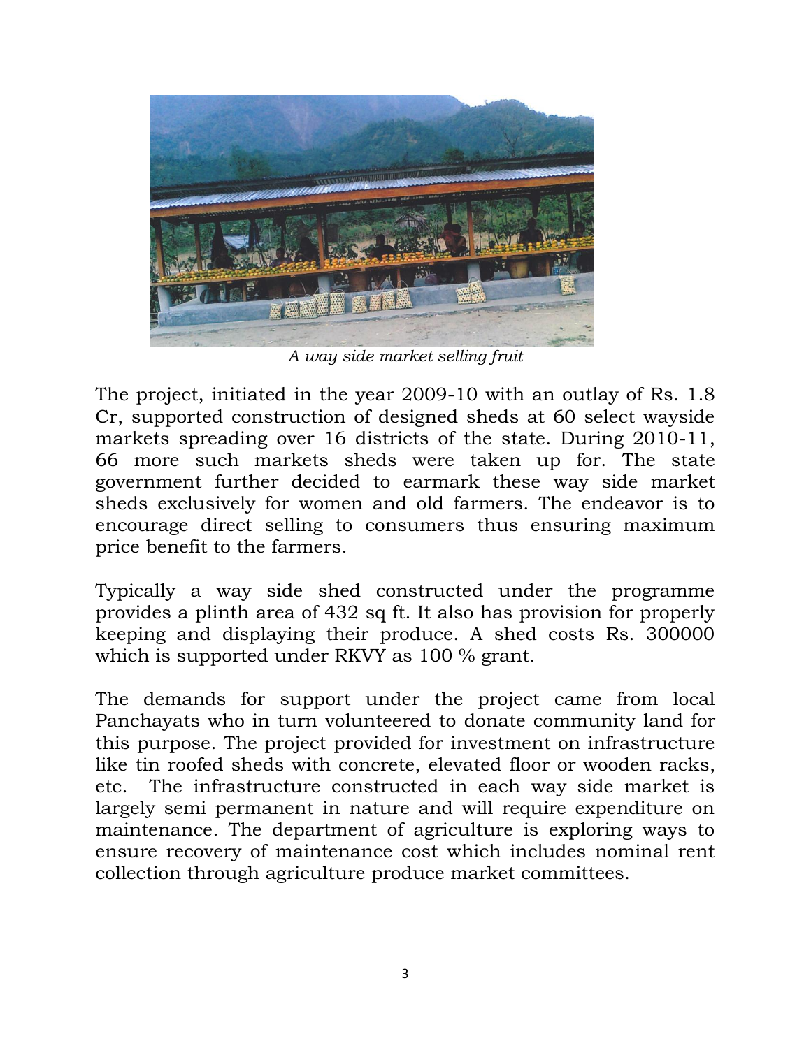*A way side market selling fruit*

The project, initiated in the year 2009-10 with an outlay of Rs. 1.8 Cr, supported construction of designed sheds at 60 select wayside markets spreading over 16 districts of the state. During 2010-11, 66 more such markets sheds were taken up for. The state government further decided to earmark these way side market sheds exclusively for women and old farmers. The endeavor is to encourage direct selling to consumers thus ensuring maximum price benefit to the farmers.

Typically a way side shed constructed under the programme provides a plinth area of 432 sq ft. It also has provision for properly keeping and displaying their produce. A shed costs Rs. 300000 which is supported under RKVY as 100 % grant.

The demands for support under the project came from local Panchayats who in turn volunteered to donate community land for this purpose. The project provided for investment on infrastructure like tin roofed sheds with concrete, elevated floor or wooden racks, etc. The infrastructure constructed in each way side market is largely semi permanent in nature and will require expenditure on maintenance. The department of agriculture is exploring ways to ensure recovery of maintenance cost which includes nominal rent collection through agriculture produce market committees.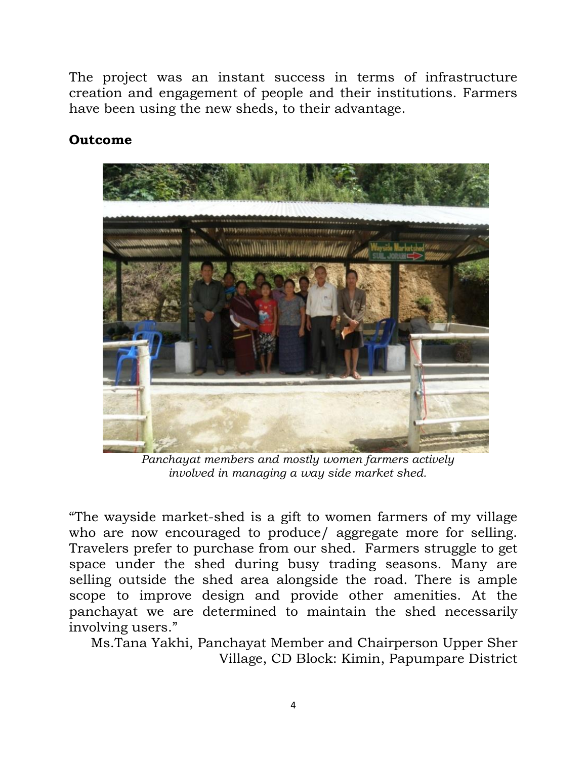The project was an instant success in terms of infrastructure creation and engagement of people and their institutions. Farmers have been using the new sheds, to their advantage.

**Outcome**

*Panchayat members and mostly women farmers actively involved in managing a way side market shed.*

"The wayside market-shed is a gift to women farmers of my village who are now encouraged to produce/ aggregate more for selling. Travelers prefer to purchase from our shed. Farmers struggle to get space under the shed during busy trading seasons. Many are selling outside the shed area alongside the road. There is ample scope to improve design and provide other amenities. At the panchayat we are determined to maintain the shed necessarily involving users."

Ms.Tana Yakhi, Panchayat Member and Chairperson Upper Sher Village, CD Block: Kimin, Papumpare District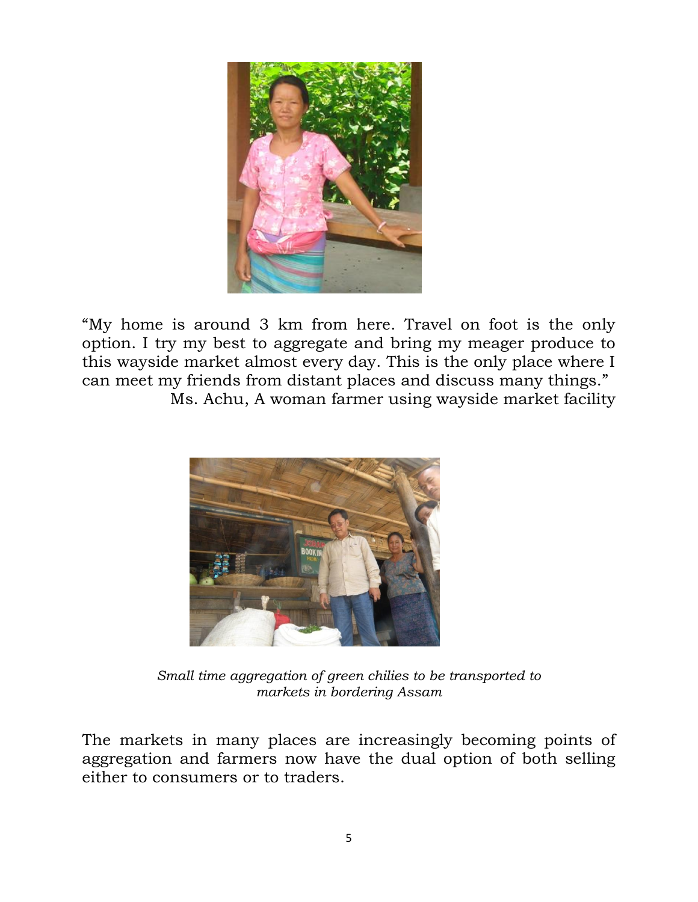"My home is around 3 km from here. Travel on foot is the only option. I try my best to aggregate and bring my meager produce to this wayside market almost every day. This is the only place where I can meet my friends from distant places and discuss many things."

Ms. Achu, A woman farmer using wayside market facility

*Small time aggregation of green chilies to be transported to markets in bordering Assam*

The markets in many places are increasingly becoming points of aggregation and farmers now have the dual option of both selling either to consumers or to traders.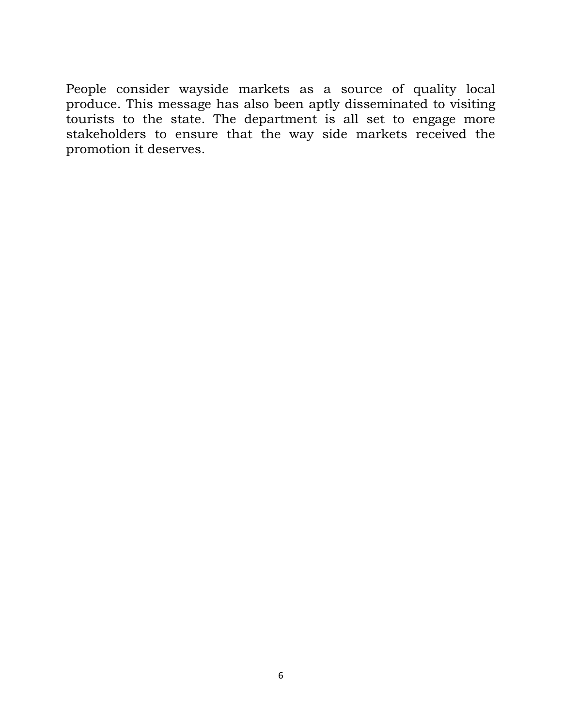People consider wayside markets as a source of quality local produce. This message has also been aptly disseminated to visiting tourists to the state. The department is all set to engage more stakeholders to ensure that the way side markets received the promotion it deserves.